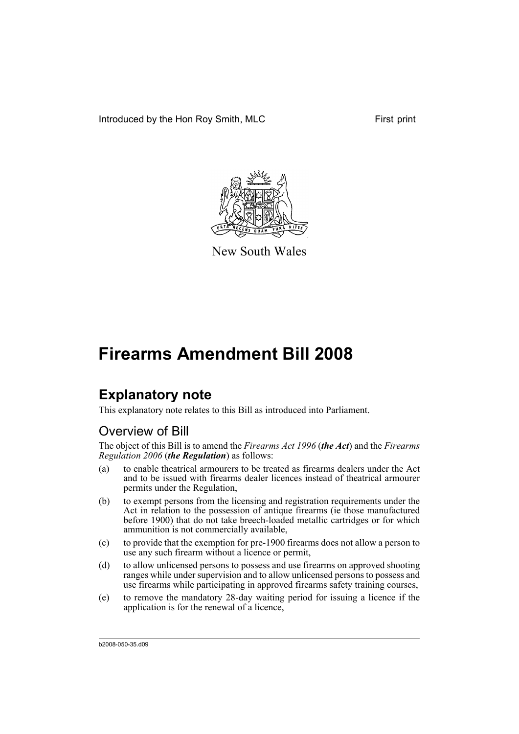Introduced by the Hon Roy Smith, MLC First print

New South Wales

# Firearms Amendment Bill 2008

## Explanatory note

This explanatory note relates to this Bill as introduced into Parliament.

### Overview of Bill

The object of this Bill is to amend the *Firearms Act 1996* (***the Act***) and the *Firearms Regulation 2006* (***the Regulation***) as follows:

(a) to enable theatrical armourers to be treated as firearms dealers under the Act and to be issued with firearms dealer licences instead of theatrical armourer permits under the Regulation,

(b) to exempt persons from the licensing and registration requirements under the Act in relation to the possession of antique firearms (ie those manufactured before 1900) that do not take breech-loaded metallic cartridges or for which ammunition is not commercially available,

(c) to provide that the exemption for pre-1900 firearms does not allow a person to use any such firearm without a licence or permit,

(d) to allow unlicensed persons to possess and use firearms on approved shooting ranges while under supervision and to allow unlicensed persons to possess and use firearms while participating in approved firearms safety training courses,

(e) to remove the mandatory 28-day waiting period for issuing a licence if the application is for the renewal of a licence,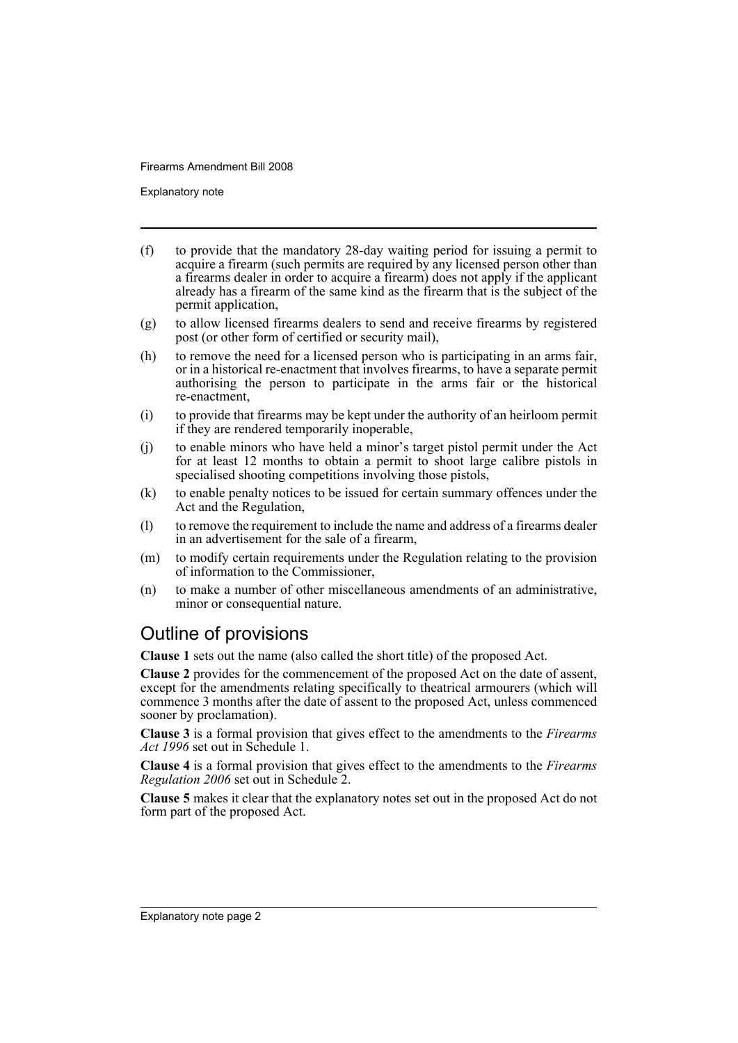(f) to provide that the mandatory 28-day waiting period for issuing a permit to acquire a firearm (such permits are required by any licensed person other than a firearms dealer in order to acquire a firearm) does not apply if the applicant already has a firearm of the same kind as the firearm that is the subject of the permit application,

(g) to allow licensed firearms dealers to send and receive firearms by registered post (or other form of certified or security mail),

(h) to remove the need for a licensed person who is participating in an arms fair, or in a historical re-enactment that involves firearms, to have a separate permit authorising the person to participate in the arms fair or the historical re-enactment,

(i) to provide that firearms may be kept under the authority of an heirloom permit if they are rendered temporarily inoperable,

(j) to enable minors who have held a minor's target pistol permit under the Act for at least 12 months to obtain a permit to shoot large calibre pistols in specialised shooting competitions involving those pistols,

(k) to enable penalty notices to be issued for certain summary offences under the Act and the Regulation,

(l) to remove the requirement to include the name and address of a firearms dealer in an advertisement for the sale of a firearm,

(m) to modify certain requirements under the Regulation relating to the provision of information to the Commissioner,

(n) to make a number of other miscellaneous amendments of an administrative, minor or consequential nature.

## Outline of provisions

**Clause 1** sets out the name (also called the short title) of the proposed Act.

**Clause 2** provides for the commencement of the proposed Act on the date of assent, except for the amendments relating specifically to theatrical armourers (which will commence 3 months after the date of assent to the proposed Act, unless commenced sooner by proclamation).

**Clause 3** is a formal provision that gives effect to the amendments to the *Firearms Act 1996* set out in Schedule 1.

**Clause 4** is a formal provision that gives effect to the amendments to the *Firearms Regulation 2006* set out in Schedule 2.

**Clause 5** makes it clear that the explanatory notes set out in the proposed Act do not form part of the proposed Act.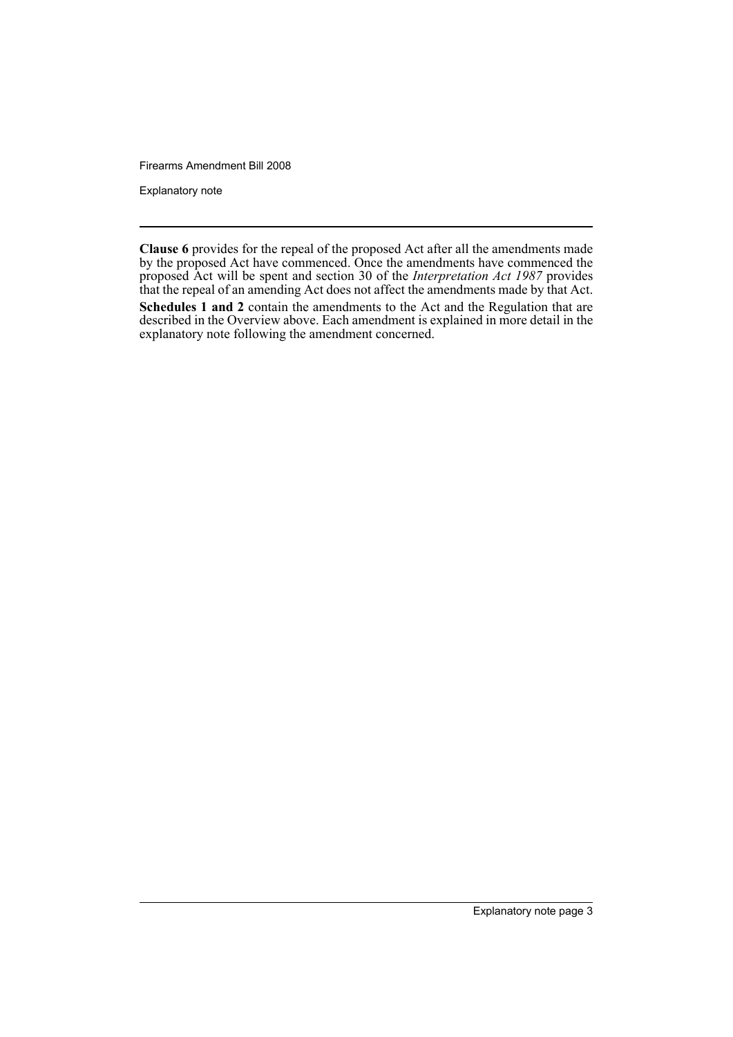**Clause 6** provides for the repeal of the proposed Act after all the amendments made by the proposed Act have commenced. Once the amendments have commenced the proposed Act will be spent and section 30 of the *Interpretation Act 1987* provides that the repeal of an amending Act does not affect the amendments made by that Act.

**Schedules 1 and 2** contain the amendments to the Act and the Regulation that are described in the Overview above. Each amendment is explained in more detail in the explanatory note following the amendment concerned.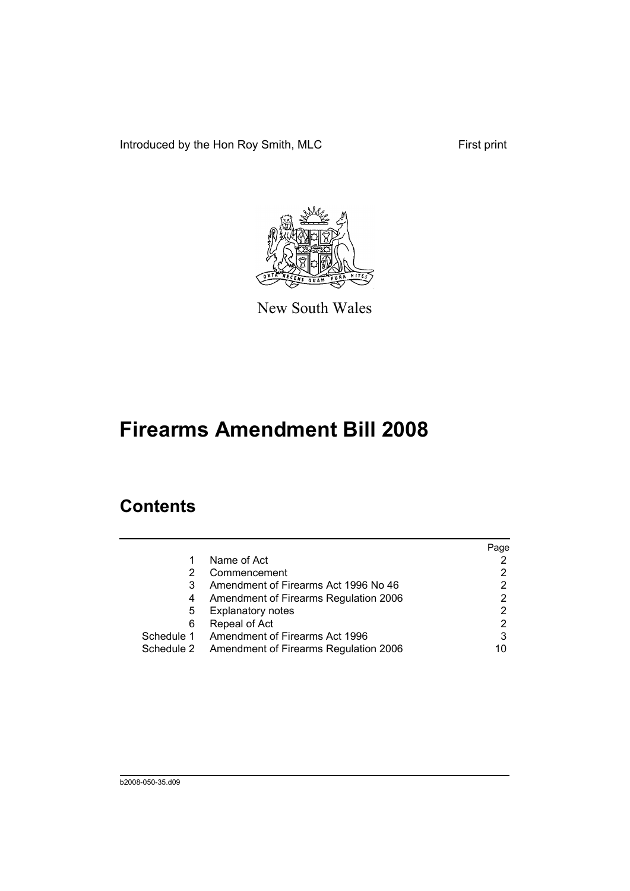Introduced by the Hon Roy Smith, MLC

First print

New South Wales

# Firearms Amendment Bill 2008

## Contents

| | | Page |
|---|---|---|
| 1 | Name of Act | 2 |
| 2 | Commencement | 2 |
| 3 | Amendment of Firearms Act 1996 No 46 | 2 |
| 4 | Amendment of Firearms Regulation 2006 | 2 |
| 5 | Explanatory notes | 2 |
| 6 | Repeal of Act | 2 |
| Schedule 1 | Amendment of Firearms Act 1996 | 3 |
| Schedule 2 | Amendment of Firearms Regulation 2006 | 10 |

b2008-050-35.d09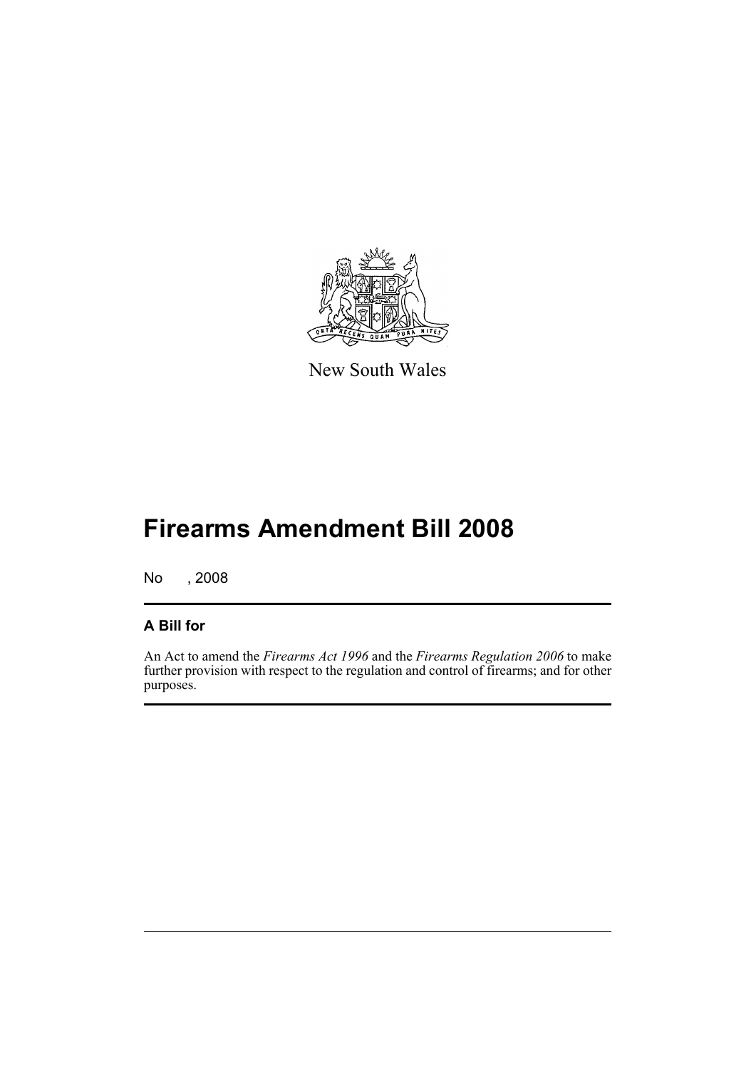New South Wales

# Firearms Amendment Bill 2008

No , 2008

## A Bill for

An Act to amend the *Firearms Act 1996* and the *Firearms Regulation 2006* to make further provision with respect to the regulation and control of firearms; and for other purposes.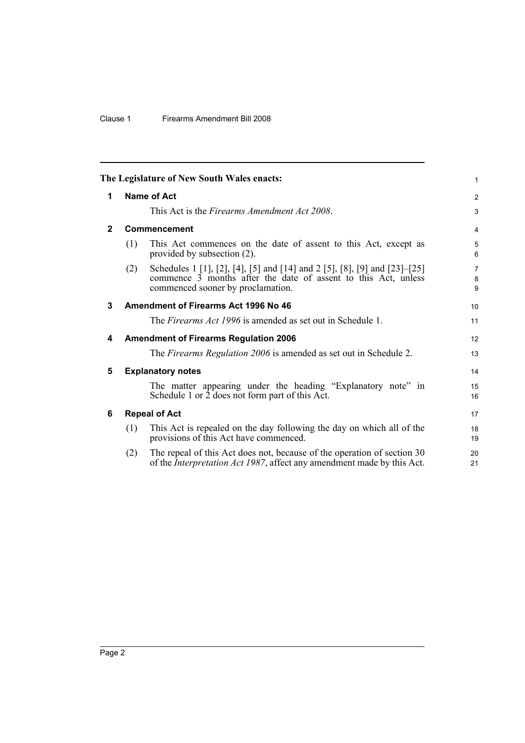**The Legislature of New South Wales enacts:**

## 1 Name of Act

This Act is the *Firearms Amendment Act 2008*.

## 2 Commencement

(1) This Act commences on the date of assent to this Act, except as provided by subsection (2).

(2) Schedules 1 [1], [2], [4], [5] and [14] and 2 [5], [8], [9] and [23]–[25] commence 3 months after the date of assent to this Act, unless commenced sooner by proclamation.

## 3 Amendment of Firearms Act 1996 No 46

The *Firearms Act 1996* is amended as set out in Schedule 1.

## 4 Amendment of Firearms Regulation 2006

The *Firearms Regulation 2006* is amended as set out in Schedule 2.

## 5 Explanatory notes

The matter appearing under the heading "Explanatory note" in Schedule 1 or 2 does not form part of this Act.

## 6 Repeal of Act

(1) This Act is repealed on the day following the day on which all of the provisions of this Act have commenced.

(2) The repeal of this Act does not, because of the operation of section 30 of the *Interpretation Act 1987*, affect any amendment made by this Act.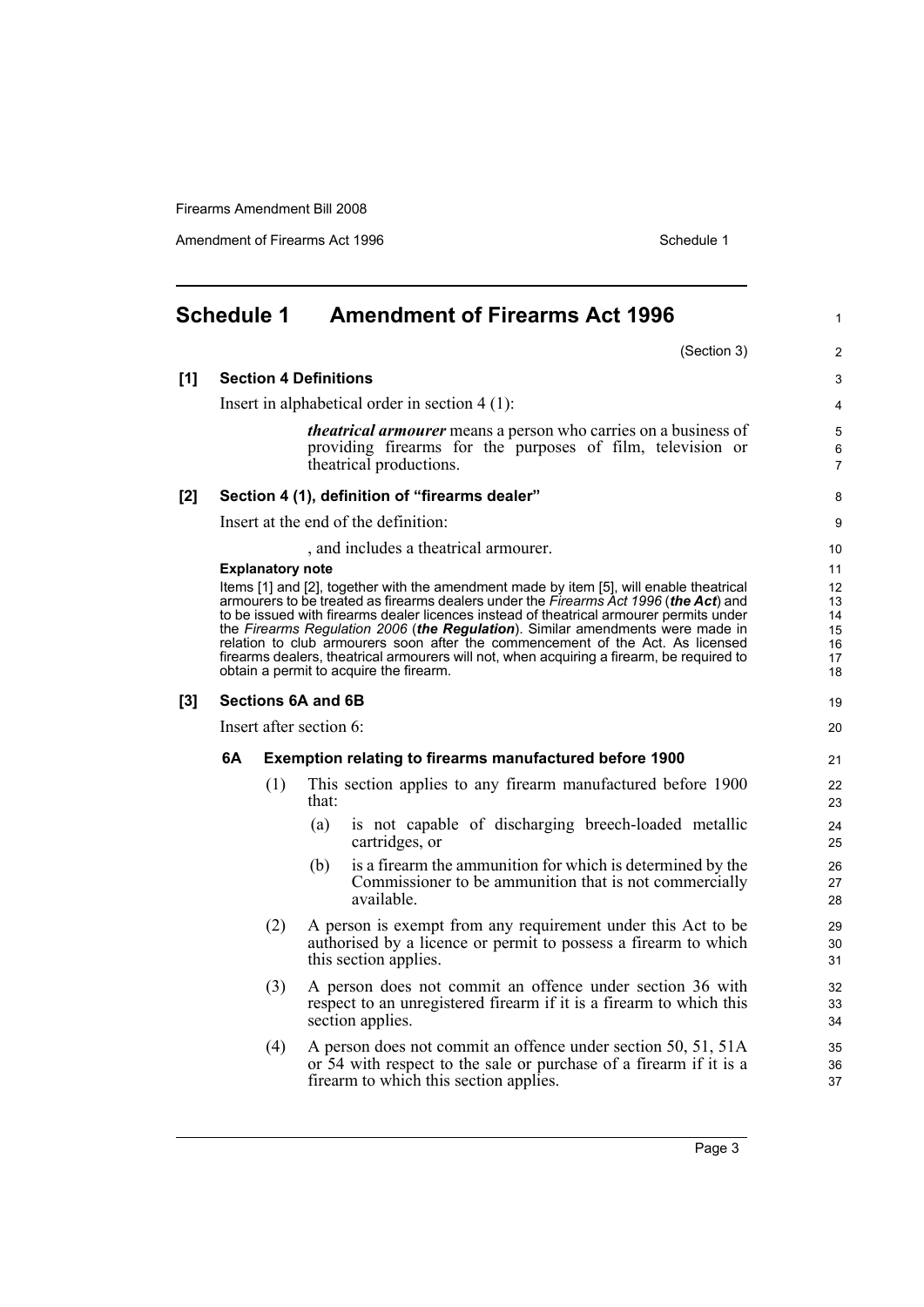## Schedule 1 Amendment of Firearms Act 1996

(Section 3)

**[1] Section 4 Definitions**

Insert in alphabetical order in section 4 (1):

> ***theatrical armourer*** means a person who carries on a business of providing firearms for the purposes of film, television or theatrical productions.

**[2] Section 4 (1), definition of "firearms dealer"**

Insert at the end of the definition:

> , and includes a theatrical armourer.

**Explanatory note**

Items [1] and [2], together with the amendment made by item [5], will enable theatrical armourers to be treated as firearms dealers under the *Firearms Act 1996* (***the Act***) and to be issued with firearms dealer licences instead of theatrical armourer permits under the *Firearms Regulation 2006* (***the Regulation***). Similar amendments were made in relation to club armourers soon after the commencement of the Act. As licensed firearms dealers, theatrical armourers will not, when acquiring a firearm, be required to obtain a permit to acquire the firearm.

**[3] Sections 6A and 6B**

Insert after section 6:

**6A Exemption relating to firearms manufactured before 1900**

(1) This section applies to any firearm manufactured before 1900 that:

(a) is not capable of discharging breech-loaded metallic cartridges, or

(b) is a firearm the ammunition for which is determined by the Commissioner to be ammunition that is not commercially available.

(2) A person is exempt from any requirement under this Act to be authorised by a licence or permit to possess a firearm to which this section applies.

(3) A person does not commit an offence under section 36 with respect to an unregistered firearm if it is a firearm to which this section applies.

(4) A person does not commit an offence under section 50, 51, 51A or 54 with respect to the sale or purchase of a firearm if it is a firearm to which this section applies.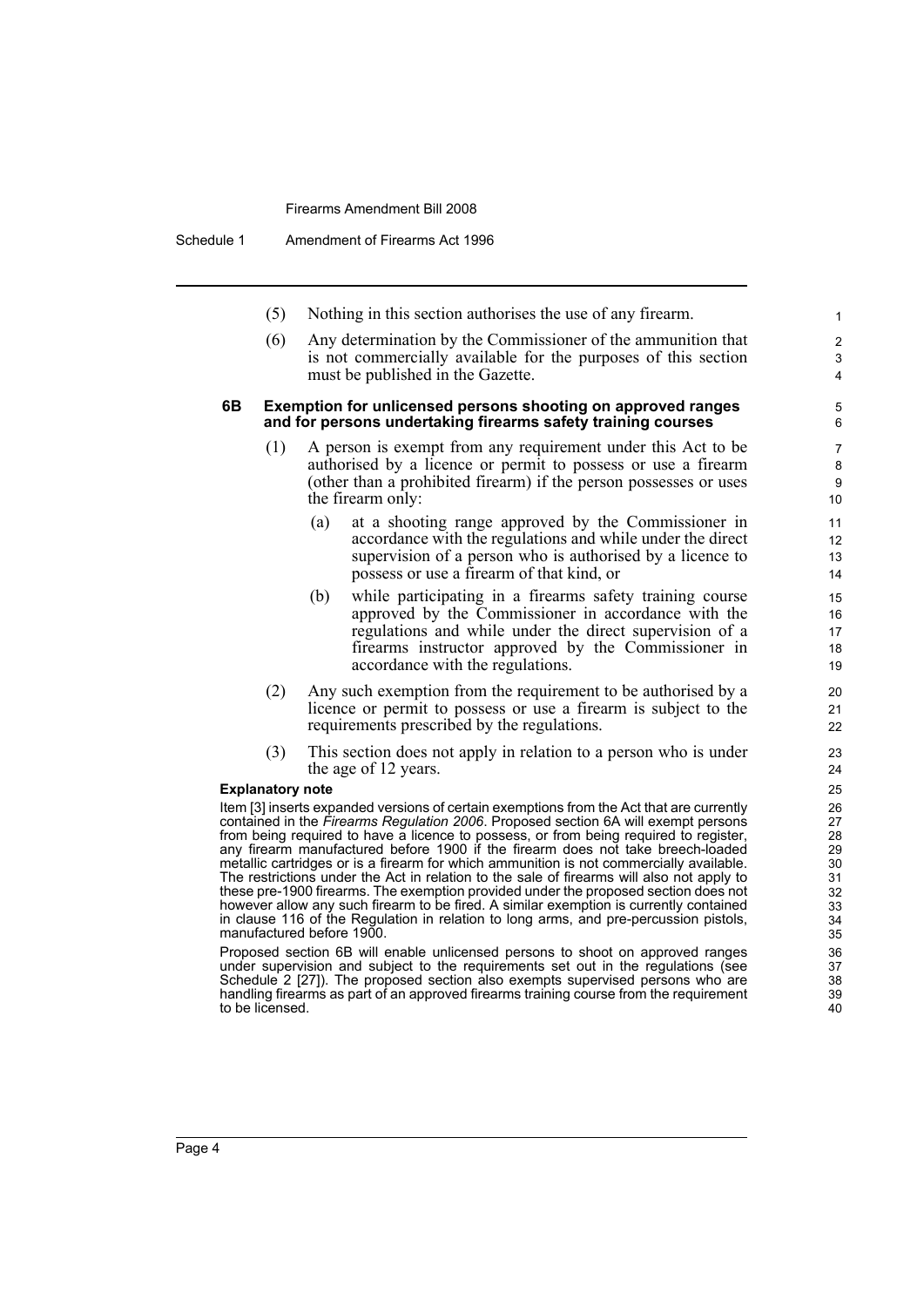(5) Nothing in this section authorises the use of any firearm.

(6) Any determination by the Commissioner of the ammunition that is not commercially available for the purposes of this section must be published in the Gazette.

**6B Exemption for unlicensed persons shooting on approved ranges and for persons undertaking firearms safety training courses**

(1) A person is exempt from any requirement under this Act to be authorised by a licence or permit to possess or use a firearm (other than a prohibited firearm) if the person possesses or uses the firearm only:

(a) at a shooting range approved by the Commissioner in accordance with the regulations and while under the direct supervision of a person who is authorised by a licence to possess or use a firearm of that kind, or

(b) while participating in a firearms safety training course approved by the Commissioner in accordance with the regulations and while under the direct supervision of a firearms instructor approved by the Commissioner in accordance with the regulations.

(2) Any such exemption from the requirement to be authorised by a licence or permit to possess or use a firearm is subject to the requirements prescribed by the regulations.

(3) This section does not apply in relation to a person who is under the age of 12 years.

**Explanatory note**

Item [3] inserts expanded versions of certain exemptions from the Act that are currently contained in the *Firearms Regulation 2006*. Proposed section 6A will exempt persons from being required to have a licence to possess, or from being required to register, any firearm manufactured before 1900 if the firearm does not take breech-loaded metallic cartridges or is a firearm for which ammunition is not commercially available. The restrictions under the Act in relation to the sale of firearms will also not apply to these pre-1900 firearms. The exemption provided under the proposed section does not however allow any such firearm to be fired. A similar exemption is currently contained in clause 116 of the Regulation in relation to long arms, and pre-percussion pistols, manufactured before 1900.

Proposed section 6B will enable unlicensed persons to shoot on approved ranges under supervision and subject to the requirements set out in the regulations (see Schedule 2 [27]). The proposed section also exempts supervised persons who are handling firearms as part of an approved firearms training course from the requirement to be licensed.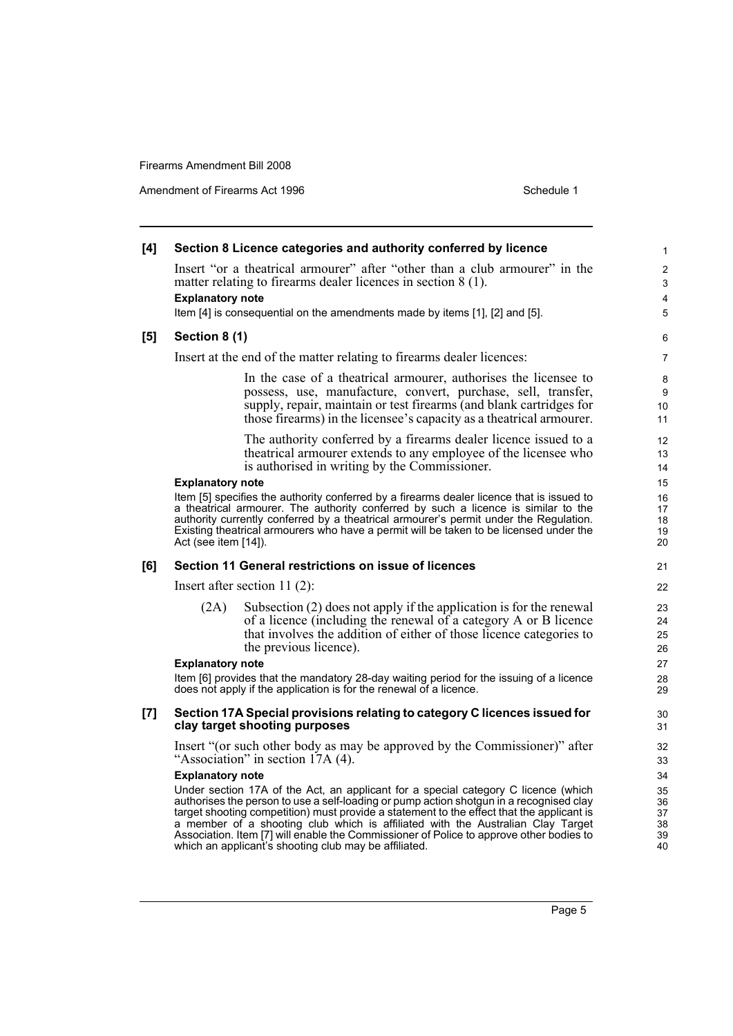### [4] Section 8 Licence categories and authority conferred by licence

Insert "or a theatrical armourer" after "other than a club armourer" in the matter relating to firearms dealer licences in section 8 (1).

**Explanatory note**

Item [4] is consequential on the amendments made by items [1], [2] and [5].

### [5] Section 8 (1)

Insert at the end of the matter relating to firearms dealer licences:

> In the case of a theatrical armourer, authorises the licensee to possess, use, manufacture, convert, purchase, sell, transfer, supply, repair, maintain or test firearms (and blank cartridges for those firearms) in the licensee's capacity as a theatrical armourer.
>
> The authority conferred by a firearms dealer licence issued to a theatrical armourer extends to any employee of the licensee who is authorised in writing by the Commissioner.

**Explanatory note**

Item [5] specifies the authority conferred by a firearms dealer licence that is issued to a theatrical armourer. The authority conferred by such a licence is similar to the authority currently conferred by a theatrical armourer's permit under the Regulation. Existing theatrical armourers who have a permit will be taken to be licensed under the Act (see item [14]).

### [6] Section 11 General restrictions on issue of licences

Insert after section 11 (2):

> (2A) Subsection (2) does not apply if the application is for the renewal of a licence (including the renewal of a category A or B licence that involves the addition of either of those licence categories to the previous licence).

**Explanatory note**

Item [6] provides that the mandatory 28-day waiting period for the issuing of a licence does not apply if the application is for the renewal of a licence.

### [7] Section 17A Special provisions relating to category C licences issued for clay target shooting purposes

Insert "(or such other body as may be approved by the Commissioner)" after "Association" in section 17A (4).

**Explanatory note**

Under section 17A of the Act, an applicant for a special category C licence (which authorises the person to use a self-loading or pump action shotgun in a recognised clay target shooting competition) must provide a statement to the effect that the applicant is a member of a shooting club which is affiliated with the Australian Clay Target Association. Item [7] will enable the Commissioner of Police to approve other bodies to which an applicant's shooting club may be affiliated.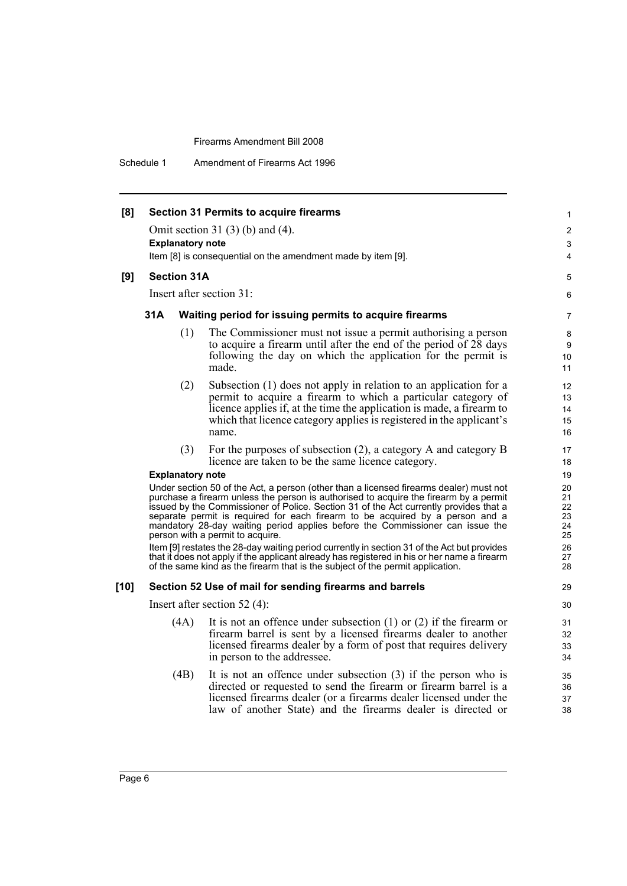**[8] Section 31 Permits to acquire firearms**

Omit section 31 (3) (b) and (4).

**Explanatory note**

Item [8] is consequential on the amendment made by item [9].

**[9] Section 31A**

Insert after section 31:

### 31A Waiting period for issuing permits to acquire firearms

(1) The Commissioner must not issue a permit authorising a person to acquire a firearm until after the end of the period of 28 days following the day on which the application for the permit is made.

(2) Subsection (1) does not apply in relation to an application for a permit to acquire a firearm to which a particular category of licence applies if, at the time the application is made, a firearm to which that licence category applies is registered in the applicant's name.

(3) For the purposes of subsection (2), a category A and category B licence are taken to be the same licence category.

**Explanatory note**

Under section 50 of the Act, a person (other than a licensed firearms dealer) must not purchase a firearm unless the person is authorised to acquire the firearm by a permit issued by the Commissioner of Police. Section 31 of the Act currently provides that a separate permit is required for each firearm to be acquired by a person and a mandatory 28-day waiting period applies before the Commissioner can issue the person with a permit to acquire.

Item [9] restates the 28-day waiting period currently in section 31 of the Act but provides that it does not apply if the applicant already has registered in his or her name a firearm of the same kind as the firearm that is the subject of the permit application.

**[10] Section 52 Use of mail for sending firearms and barrels**

Insert after section 52 (4):

(4A) It is not an offence under subsection (1) or (2) if the firearm or firearm barrel is sent by a licensed firearms dealer to another licensed firearms dealer by a form of post that requires delivery in person to the addressee.

(4B) It is not an offence under subsection (3) if the person who is directed or requested to send the firearm or firearm barrel is a licensed firearms dealer (or a firearms dealer licensed under the law of another State) and the firearms dealer is directed or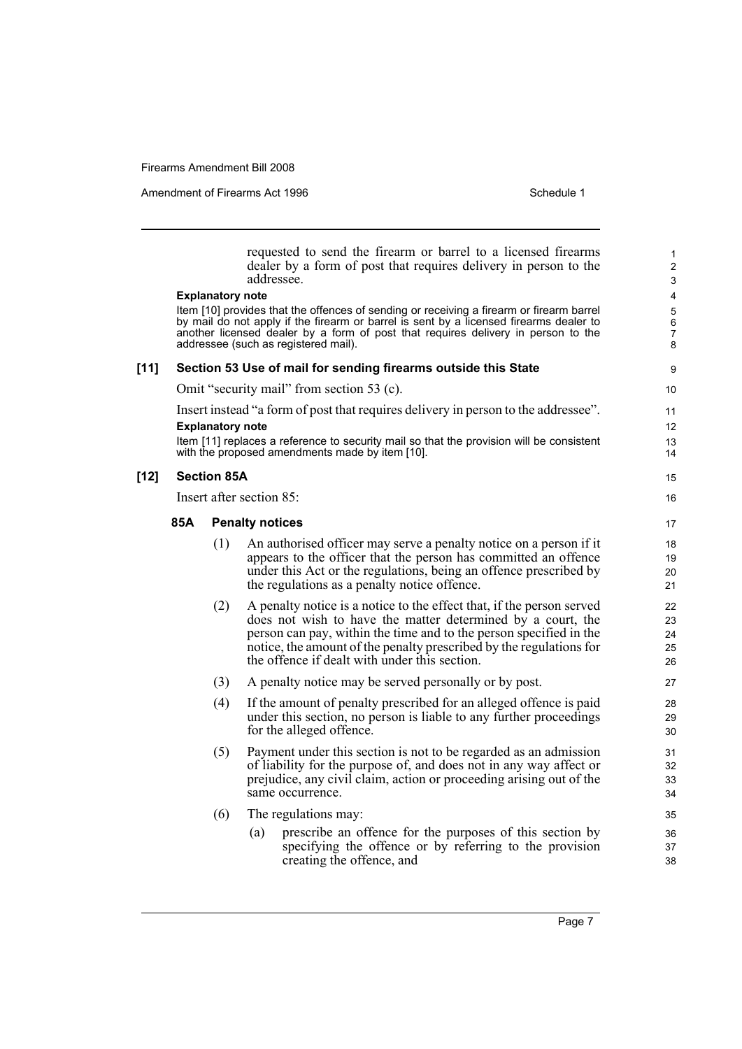requested to send the firearm or barrel to a licensed firearms dealer by a form of post that requires delivery in person to the addressee.

**Explanatory note**

Item [10] provides that the offences of sending or receiving a firearm or firearm barrel by mail do not apply if the firearm or barrel is sent by a licensed firearms dealer to another licensed dealer by a form of post that requires delivery in person to the addressee (such as registered mail).

### [11] Section 53 Use of mail for sending firearms outside this State

Omit "security mail" from section 53 (c).

Insert instead "a form of post that requires delivery in person to the addressee".

**Explanatory note**

Item [11] replaces a reference to security mail so that the provision will be consistent with the proposed amendments made by item [10].

### [12] Section 85A

Insert after section 85:

#### 85A Penalty notices

(1) An authorised officer may serve a penalty notice on a person if it appears to the officer that the person has committed an offence under this Act or the regulations, being an offence prescribed by the regulations as a penalty notice offence.

(2) A penalty notice is a notice to the effect that, if the person served does not wish to have the matter determined by a court, the person can pay, within the time and to the person specified in the notice, the amount of the penalty prescribed by the regulations for the offence if dealt with under this section.

(3) A penalty notice may be served personally or by post.

(4) If the amount of penalty prescribed for an alleged offence is paid under this section, no person is liable to any further proceedings for the alleged offence.

(5) Payment under this section is not to be regarded as an admission of liability for the purpose of, and does not in any way affect or prejudice, any civil claim, action or proceeding arising out of the same occurrence.

(6) The regulations may:

(a) prescribe an offence for the purposes of this section by specifying the offence or by referring to the provision creating the offence, and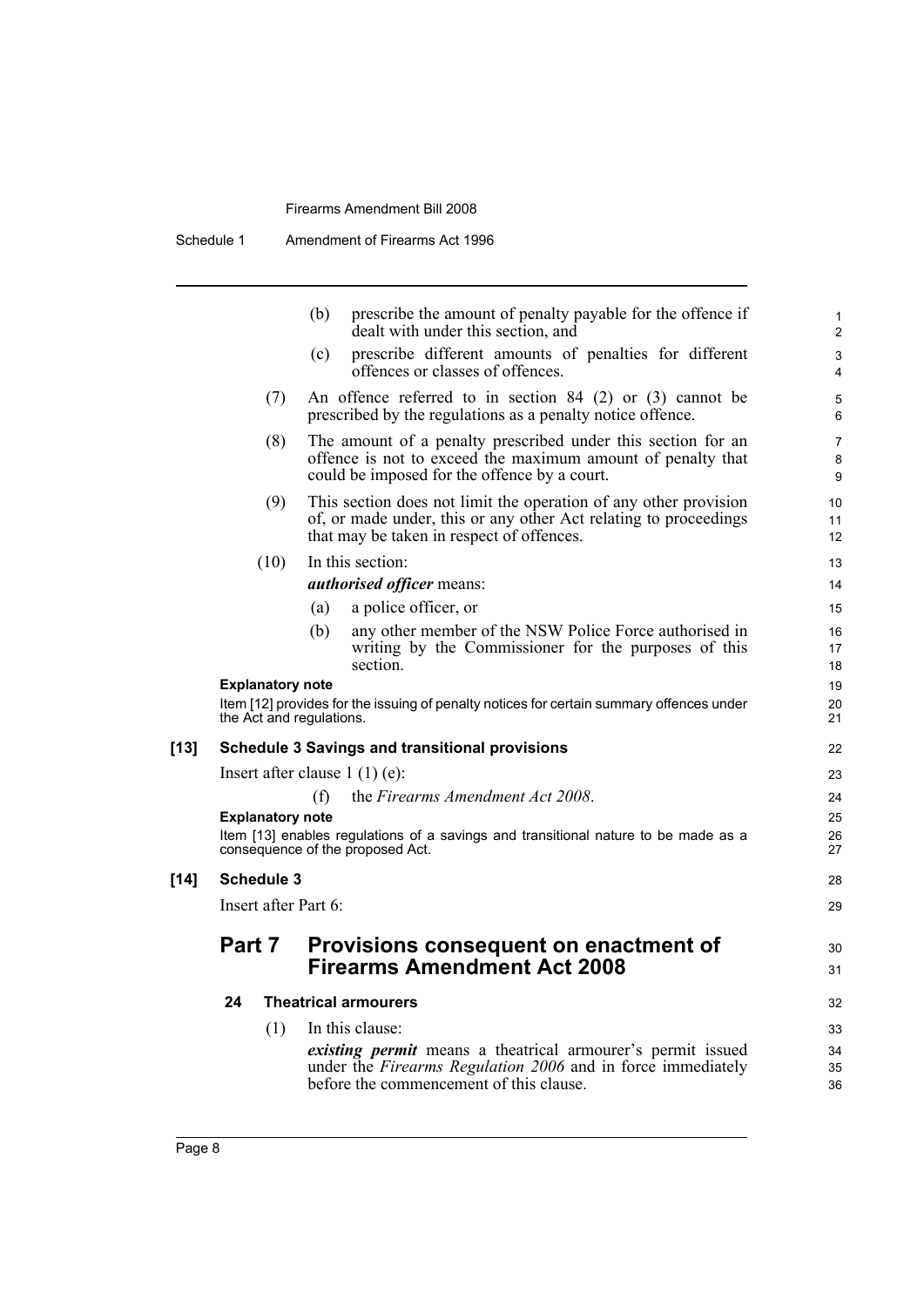(b) prescribe the amount of penalty payable for the offence if dealt with under this section, and

(c) prescribe different amounts of penalties for different offences or classes of offences.

(7) An offence referred to in section 84 (2) or (3) cannot be prescribed by the regulations as a penalty notice offence.

(8) The amount of a penalty prescribed under this section for an offence is not to exceed the maximum amount of penalty that could be imposed for the offence by a court.

(9) This section does not limit the operation of any other provision of, or made under, this or any other Act relating to proceedings that may be taken in respect of offences.

(10) In this section:

***authorised officer*** means:

(a) a police officer, or

(b) any other member of the NSW Police Force authorised in writing by the Commissioner for the purposes of this section.

**Explanatory note**

Item [12] provides for the issuing of penalty notices for certain summary offences under the Act and regulations.

**[13] Schedule 3 Savings and transitional provisions**

Insert after clause 1 (1) (e):

(f) the *Firearms Amendment Act 2008*.

**Explanatory note**

Item [13] enables regulations of a savings and transitional nature to be made as a consequence of the proposed Act.

**[14] Schedule 3**

Insert after Part 6:

## Part 7 Provisions consequent on enactment of Firearms Amendment Act 2008

### 24 Theatrical armourers

(1) In this clause:

***existing permit*** means a theatrical armourer's permit issued under the *Firearms Regulation 2006* and in force immediately before the commencement of this clause.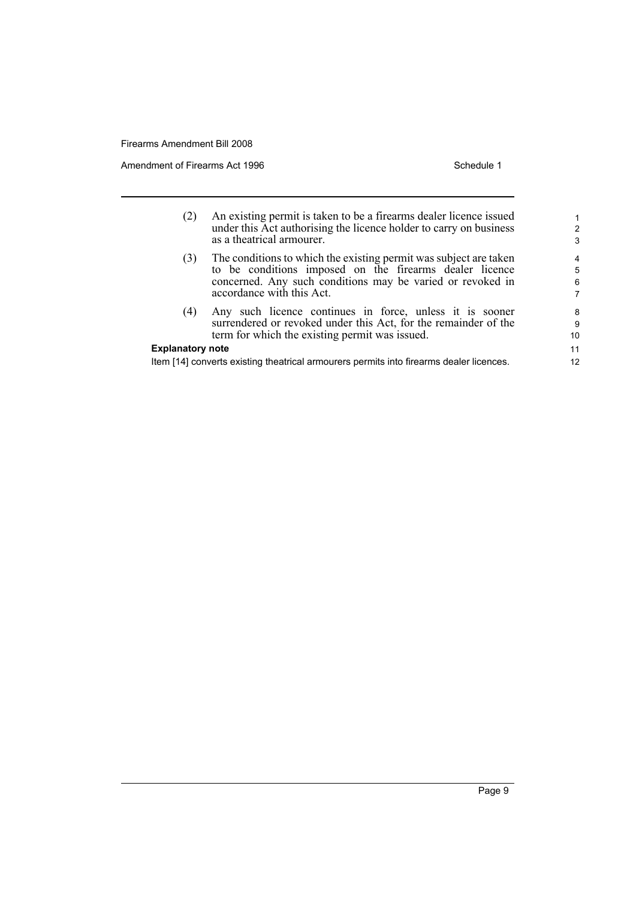(2) An existing permit is taken to be a firearms dealer licence issued under this Act authorising the licence holder to carry on business as a theatrical armourer.

(3) The conditions to which the existing permit was subject are taken to be conditions imposed on the firearms dealer licence concerned. Any such conditions may be varied or revoked in accordance with this Act.

(4) Any such licence continues in force, unless it is sooner surrendered or revoked under this Act, for the remainder of the term for which the existing permit was issued.

**Explanatory note**

Item [14] converts existing theatrical armourers permits into firearms dealer licences.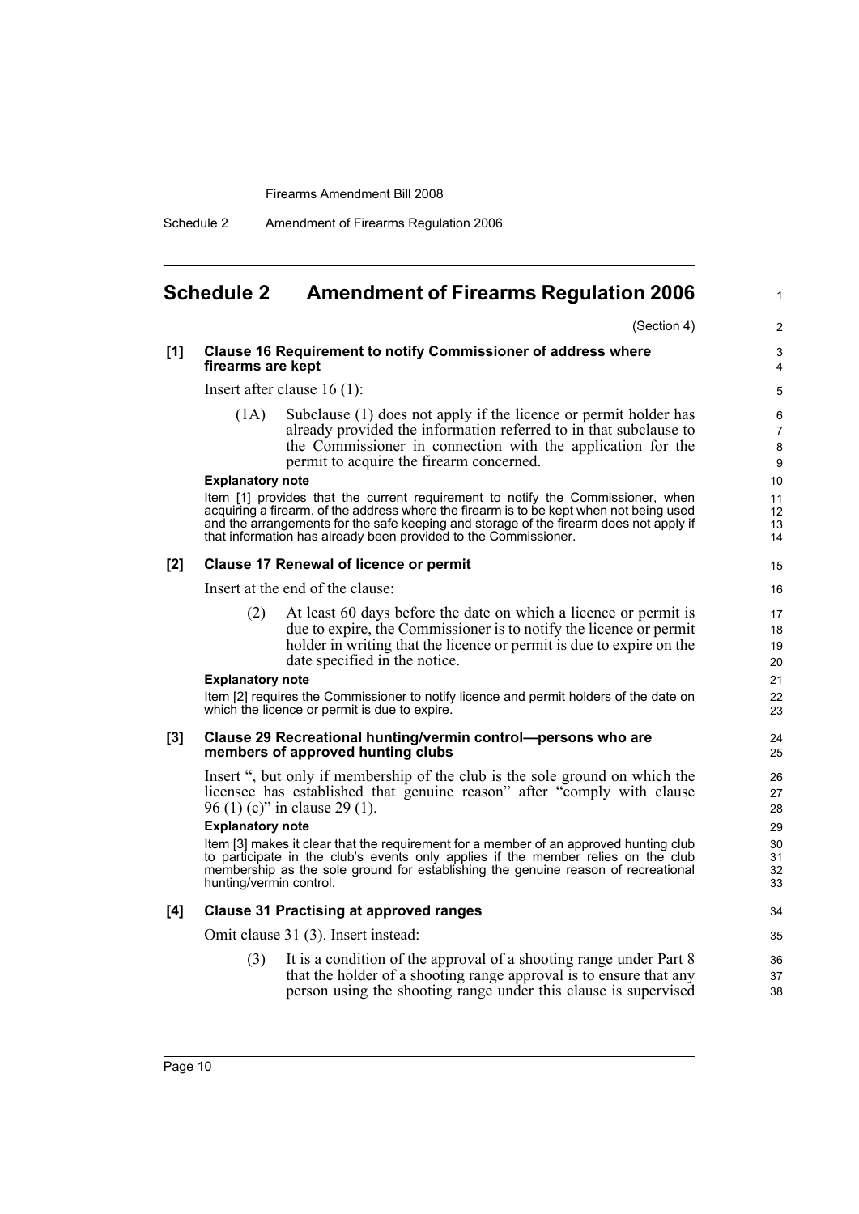# Schedule 2 Amendment of Firearms Regulation 2006

(Section 4)

**[1] Clause 16 Requirement to notify Commissioner of address where firearms are kept**

Insert after clause 16 (1):

(1A) Subclause (1) does not apply if the licence or permit holder has already provided the information referred to in that subclause to the Commissioner in connection with the application for the permit to acquire the firearm concerned.

**Explanatory note**

Item [1] provides that the current requirement to notify the Commissioner, when acquiring a firearm, of the address where the firearm is to be kept when not being used and the arrangements for the safe keeping and storage of the firearm does not apply if that information has already been provided to the Commissioner.

**[2] Clause 17 Renewal of licence or permit**

Insert at the end of the clause:

(2) At least 60 days before the date on which a licence or permit is due to expire, the Commissioner is to notify the licence or permit holder in writing that the licence or permit is due to expire on the date specified in the notice.

**Explanatory note**

Item [2] requires the Commissioner to notify licence and permit holders of the date on which the licence or permit is due to expire.

**[3] Clause 29 Recreational hunting/vermin control—persons who are members of approved hunting clubs**

Insert ", but only if membership of the club is the sole ground on which the licensee has established that genuine reason" after "comply with clause 96 (1) (c)" in clause 29 (1).

**Explanatory note**

Item [3] makes it clear that the requirement for a member of an approved hunting club to participate in the club's events only applies if the member relies on the club membership as the sole ground for establishing the genuine reason of recreational hunting/vermin control.

**[4] Clause 31 Practising at approved ranges**

Omit clause 31 (3). Insert instead:

(3) It is a condition of the approval of a shooting range under Part 8 that the holder of a shooting range approval is to ensure that any person using the shooting range under this clause is supervised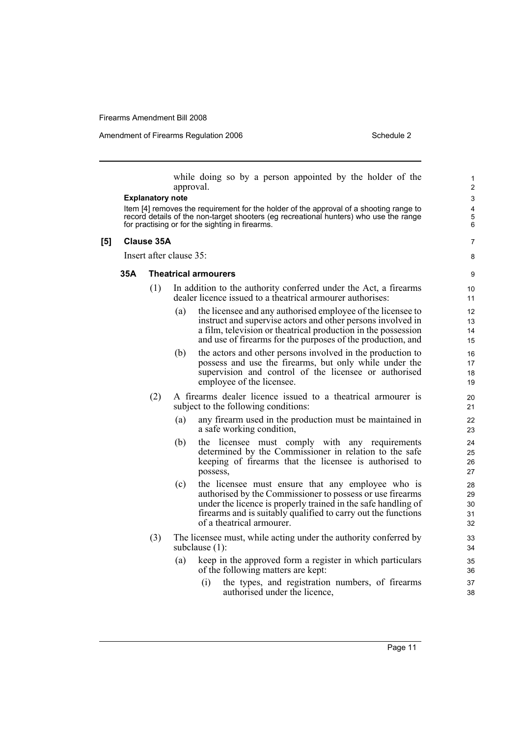while doing so by a person appointed by the holder of the approval.

**Explanatory note**

Item [4] removes the requirement for the holder of the approval of a shooting range to record details of the non-target shooters (eg recreational hunters) who use the range for practising or for the sighting in firearms.

**[5] Clause 35A**

Insert after clause 35:

**35A Theatrical armourers**

(1) In addition to the authority conferred under the Act, a firearms dealer licence issued to a theatrical armourer authorises:

(a) the licensee and any authorised employee of the licensee to instruct and supervise actors and other persons involved in a film, television or theatrical production in the possession and use of firearms for the purposes of the production, and

(b) the actors and other persons involved in the production to possess and use the firearms, but only while under the supervision and control of the licensee or authorised employee of the licensee.

(2) A firearms dealer licence issued to a theatrical armourer is subject to the following conditions:

(a) any firearm used in the production must be maintained in a safe working condition,

(b) the licensee must comply with any requirements determined by the Commissioner in relation to the safe keeping of firearms that the licensee is authorised to possess,

(c) the licensee must ensure that any employee who is authorised by the Commissioner to possess or use firearms under the licence is properly trained in the safe handling of firearms and is suitably qualified to carry out the functions of a theatrical armourer.

(3) The licensee must, while acting under the authority conferred by subclause (1):

(a) keep in the approved form a register in which particulars of the following matters are kept:

(i) the types, and registration numbers, of firearms authorised under the licence,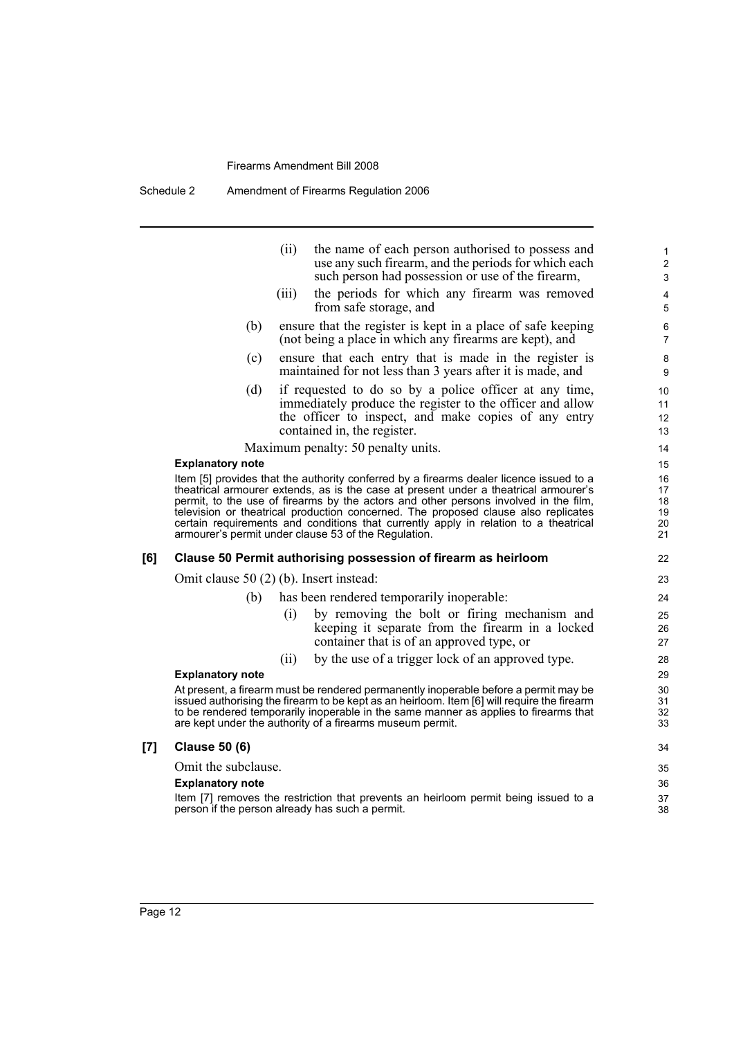(ii) the name of each person authorised to possess and use any such firearm, and the periods for which each such person had possession or use of the firearm,

(iii) the periods for which any firearm was removed from safe storage, and

(b) ensure that the register is kept in a place of safe keeping (not being a place in which any firearms are kept), and

(c) ensure that each entry that is made in the register is maintained for not less than 3 years after it is made, and

(d) if requested to do so by a police officer at any time, immediately produce the register to the officer and allow the officer to inspect, and make copies of any entry contained in, the register.

Maximum penalty: 50 penalty units.

**Explanatory note**

Item [5] provides that the authority conferred by a firearms dealer licence issued to a theatrical armourer extends, as is the case at present under a theatrical armourer's permit, to the use of firearms by the actors and other persons involved in the film, television or theatrical production concerned. The proposed clause also replicates certain requirements and conditions that currently apply in relation to a theatrical armourer's permit under clause 53 of the Regulation.

**[6] Clause 50 Permit authorising possession of firearm as heirloom**

Omit clause 50 (2) (b). Insert instead:

(b) has been rendered temporarily inoperable:

(i) by removing the bolt or firing mechanism and keeping it separate from the firearm in a locked container that is of an approved type, or

(ii) by the use of a trigger lock of an approved type.

**Explanatory note**

At present, a firearm must be rendered permanently inoperable before a permit may be issued authorising the firearm to be kept as an heirloom. Item [6] will require the firearm to be rendered temporarily inoperable in the same manner as applies to firearms that are kept under the authority of a firearms museum permit.

**[7] Clause 50 (6)**

Omit the subclause.

**Explanatory note**

Item [7] removes the restriction that prevents an heirloom permit being issued to a person if the person already has such a permit.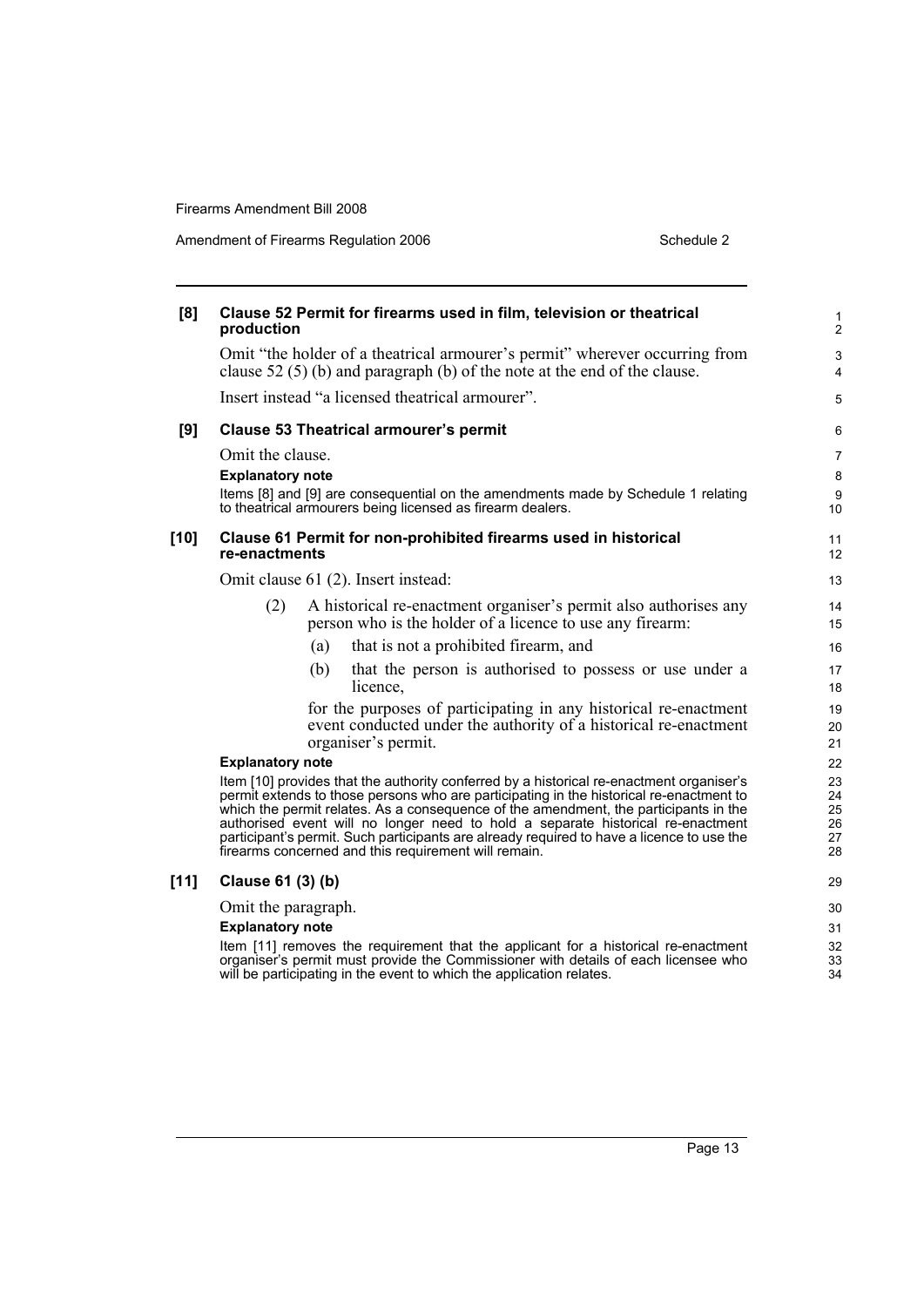**[8] Clause 52 Permit for firearms used in film, television or theatrical production**

Omit "the holder of a theatrical armourer's permit" wherever occurring from clause 52 (5) (b) and paragraph (b) of the note at the end of the clause.

Insert instead "a licensed theatrical armourer".

**[9] Clause 53 Theatrical armourer's permit**

Omit the clause.

**Explanatory note**

Items [8] and [9] are consequential on the amendments made by Schedule 1 relating to theatrical armourers being licensed as firearm dealers.

**[10] Clause 61 Permit for non-prohibited firearms used in historical re-enactments**

Omit clause 61 (2). Insert instead:

(2) A historical re-enactment organiser's permit also authorises any person who is the holder of a licence to use any firearm:

(a) that is not a prohibited firearm, and

(b) that the person is authorised to possess or use under a licence,

for the purposes of participating in any historical re-enactment event conducted under the authority of a historical re-enactment organiser's permit.

**Explanatory note**

Item [10] provides that the authority conferred by a historical re-enactment organiser's permit extends to those persons who are participating in the historical re-enactment to which the permit relates. As a consequence of the amendment, the participants in the authorised event will no longer need to hold a separate historical re-enactment participant's permit. Such participants are already required to have a licence to use the firearms concerned and this requirement will remain.

**[11] Clause 61 (3) (b)**

Omit the paragraph.

**Explanatory note**

Item [11] removes the requirement that the applicant for a historical re-enactment organiser's permit must provide the Commissioner with details of each licensee who will be participating in the event to which the application relates.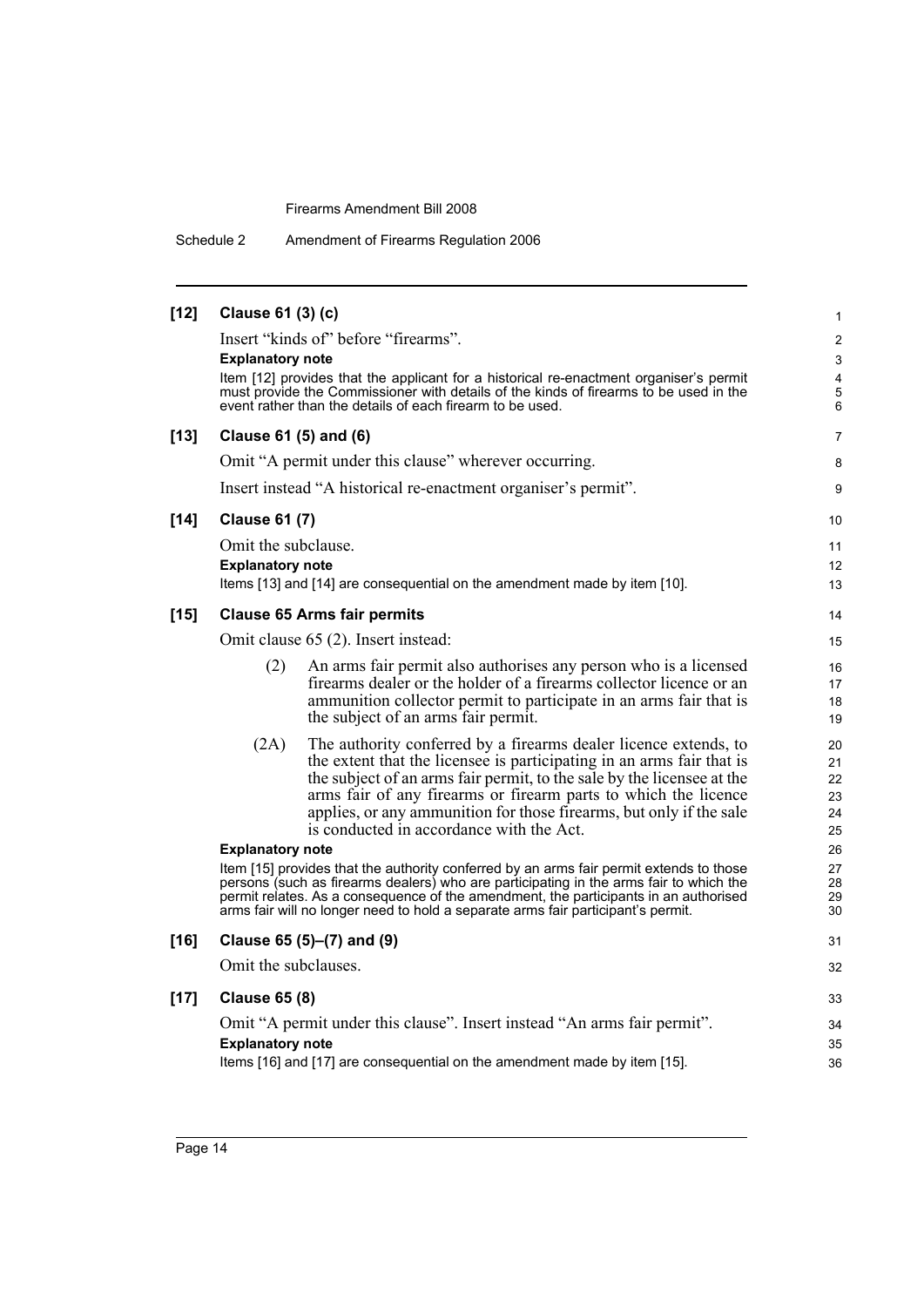**[12] Clause 61 (3) (c)**

Insert "kinds of" before "firearms".

**Explanatory note**

Item [12] provides that the applicant for a historical re-enactment organiser's permit must provide the Commissioner with details of the kinds of firearms to be used in the event rather than the details of each firearm to be used.

**[13] Clause 61 (5) and (6)**

Omit "A permit under this clause" wherever occurring.

Insert instead "A historical re-enactment organiser's permit".

**[14] Clause 61 (7)**

Omit the subclause.

**Explanatory note**

Items [13] and [14] are consequential on the amendment made by item [10].

**[15] Clause 65 Arms fair permits**

Omit clause 65 (2). Insert instead:

(2) An arms fair permit also authorises any person who is a licensed firearms dealer or the holder of a firearms collector licence or an ammunition collector permit to participate in an arms fair that is the subject of an arms fair permit.

(2A) The authority conferred by a firearms dealer licence extends, to the extent that the licensee is participating in an arms fair that is the subject of an arms fair permit, to the sale by the licensee at the arms fair of any firearms or firearm parts to which the licence applies, or any ammunition for those firearms, but only if the sale is conducted in accordance with the Act.

**Explanatory note**

Item [15] provides that the authority conferred by an arms fair permit extends to those persons (such as firearms dealers) who are participating in the arms fair to which the permit relates. As a consequence of the amendment, the participants in an authorised arms fair will no longer need to hold a separate arms fair participant's permit.

**[16] Clause 65 (5)–(7) and (9)**

Omit the subclauses.

**[17] Clause 65 (8)**

Omit "A permit under this clause". Insert instead "An arms fair permit".

**Explanatory note**

Items [16] and [17] are consequential on the amendment made by item [15].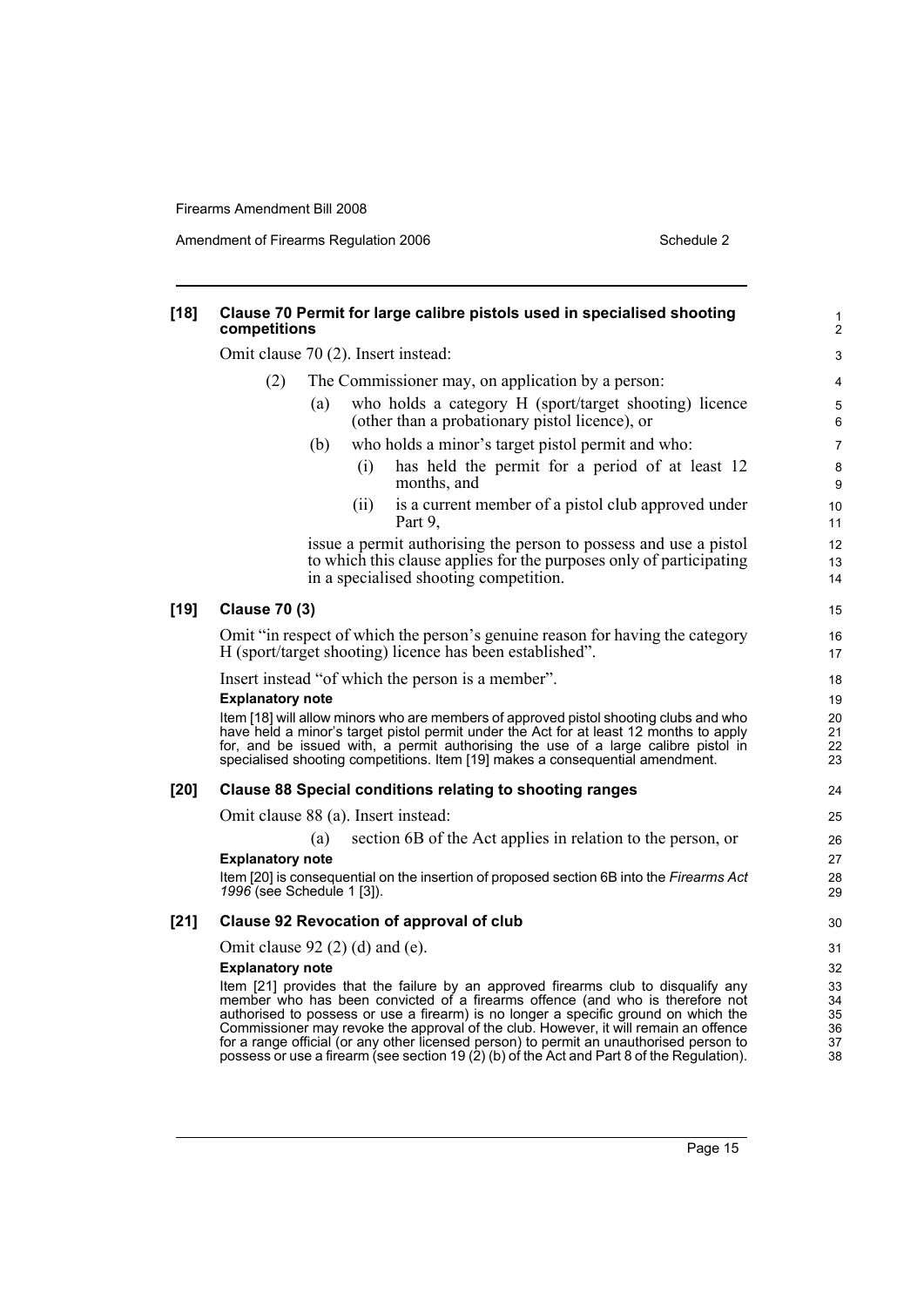**[18] Clause 70 Permit for large calibre pistols used in specialised shooting competitions**

Omit clause 70 (2). Insert instead:

(2) The Commissioner may, on application by a person:

(a) who holds a category H (sport/target shooting) licence (other than a probationary pistol licence), or

(b) who holds a minor's target pistol permit and who:

(i) has held the permit for a period of at least 12 months, and

(ii) is a current member of a pistol club approved under Part 9,

issue a permit authorising the person to possess and use a pistol to which this clause applies for the purposes only of participating in a specialised shooting competition.

**[19] Clause 70 (3)**

Omit "in respect of which the person's genuine reason for having the category H (sport/target shooting) licence has been established".

Insert instead "of which the person is a member".

**Explanatory note**

Item [18] will allow minors who are members of approved pistol shooting clubs and who have held a minor's target pistol permit under the Act for at least 12 months to apply for, and be issued with, a permit authorising the use of a large calibre pistol in specialised shooting competitions. Item [19] makes a consequential amendment.

**[20] Clause 88 Special conditions relating to shooting ranges**

Omit clause 88 (a). Insert instead:

(a) section 6B of the Act applies in relation to the person, or

**Explanatory note**

Item [20] is consequential on the insertion of proposed section 6B into the *Firearms Act 1996* (see Schedule 1 [3]).

**[21] Clause 92 Revocation of approval of club**

Omit clause 92 (2) (d) and (e).

**Explanatory note**

Item [21] provides that the failure by an approved firearms club to disqualify any member who has been convicted of a firearms offence (and who is therefore not authorised to possess or use a firearm) is no longer a specific ground on which the Commissioner may revoke the approval of the club. However, it will remain an offence for a range official (or any other licensed person) to permit an unauthorised person to possess or use a firearm (see section 19 (2) (b) of the Act and Part 8 of the Regulation).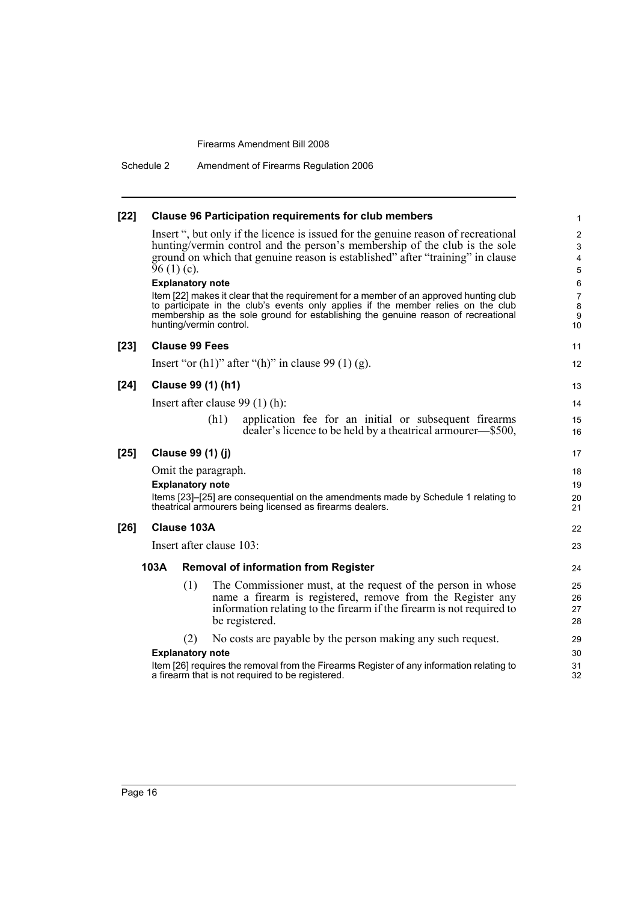**[22] Clause 96 Participation requirements for club members**

Insert ", but only if the licence is issued for the genuine reason of recreational hunting/vermin control and the person's membership of the club is the sole ground on which that genuine reason is established" after "training" in clause 96 (1) (c).

**Explanatory note**

Item [22] makes it clear that the requirement for a member of an approved hunting club to participate in the club's events only applies if the member relies on the club membership as the sole ground for establishing the genuine reason of recreational hunting/vermin control.

**[23] Clause 99 Fees**

Insert "or (h1)" after "(h)" in clause 99 (1) (g).

**[24] Clause 99 (1) (h1)**

Insert after clause 99 (1) (h):

(h1) application fee for an initial or subsequent firearms dealer's licence to be held by a theatrical armourer—$500,

**[25] Clause 99 (1) (j)**

Omit the paragraph.

**Explanatory note**

Items [23]–[25] are consequential on the amendments made by Schedule 1 relating to theatrical armourers being licensed as firearms dealers.

**[26] Clause 103A**

Insert after clause 103:

**103A Removal of information from Register**

(1) The Commissioner must, at the request of the person in whose name a firearm is registered, remove from the Register any information relating to the firearm if the firearm is not required to be registered.

(2) No costs are payable by the person making any such request.

**Explanatory note**

Item [26] requires the removal from the Firearms Register of any information relating to a firearm that is not required to be registered.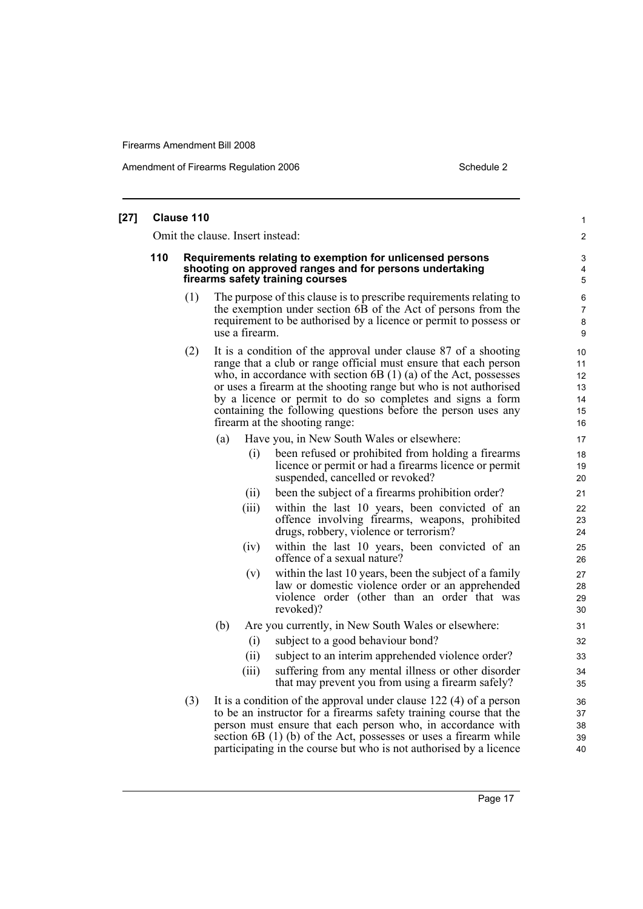## [27] Clause 110

Omit the clause. Insert instead:

### 110 Requirements relating to exemption for unlicensed persons shooting on approved ranges and for persons undertaking firearms safety training courses

(1) The purpose of this clause is to prescribe requirements relating to the exemption under section 6B of the Act of persons from the requirement to be authorised by a licence or permit to possess or use a firearm.

(2) It is a condition of the approval under clause 87 of a shooting range that a club or range official must ensure that each person who, in accordance with section 6B (1) (a) of the Act, possesses or uses a firearm at the shooting range but who is not authorised by a licence or permit to do so completes and signs a form containing the following questions before the person uses any firearm at the shooting range:

- (a) Have you, in New South Wales or elsewhere:
  - (i) been refused or prohibited from holding a firearms licence or permit or had a firearms licence or permit suspended, cancelled or revoked?
  - (ii) been the subject of a firearms prohibition order?
  - (iii) within the last 10 years, been convicted of an offence involving firearms, weapons, prohibited drugs, robbery, violence or terrorism?
  - (iv) within the last 10 years, been convicted of an offence of a sexual nature?
  - (v) within the last 10 years, been the subject of a family law or domestic violence order or an apprehended violence order (other than an order that was revoked)?
- (b) Are you currently, in New South Wales or elsewhere:
  - (i) subject to a good behaviour bond?
  - (ii) subject to an interim apprehended violence order?
  - (iii) suffering from any mental illness or other disorder that may prevent you from using a firearm safely?

(3) It is a condition of the approval under clause 122 (4) of a person to be an instructor for a firearms safety training course that the person must ensure that each person who, in accordance with section 6B (1) (b) of the Act, possesses or uses a firearm while participating in the course but who is not authorised by a licence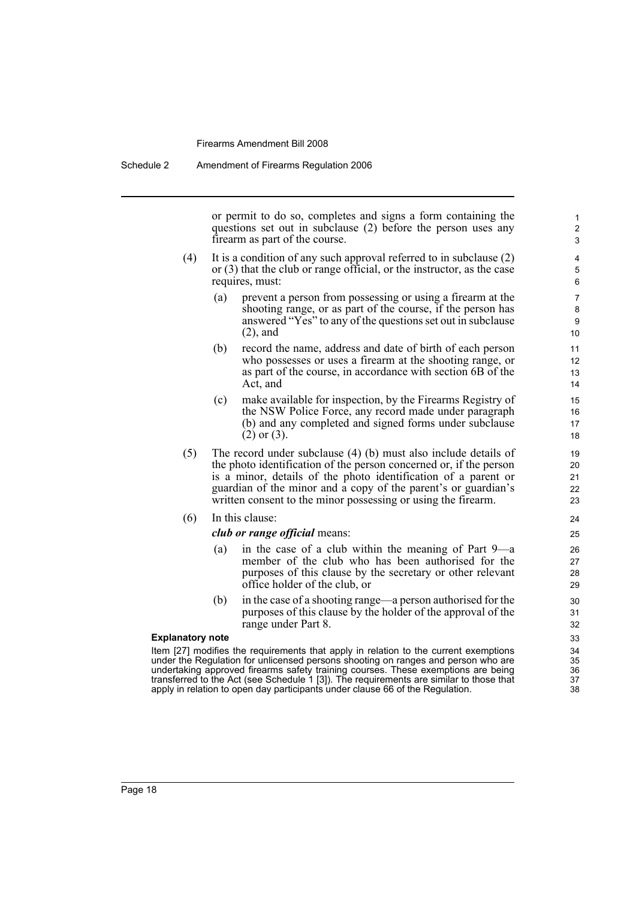or permit to do so, completes and signs a form containing the questions set out in subclause (2) before the person uses any firearm as part of the course.

(4) It is a condition of any such approval referred to in subclause (2) or (3) that the club or range official, or the instructor, as the case requires, must:

(a) prevent a person from possessing or using a firearm at the shooting range, or as part of the course, if the person has answered "Yes" to any of the questions set out in subclause (2), and

(b) record the name, address and date of birth of each person who possesses or uses a firearm at the shooting range, or as part of the course, in accordance with section 6B of the Act, and

(c) make available for inspection, by the Firearms Registry of the NSW Police Force, any record made under paragraph (b) and any completed and signed forms under subclause (2) or (3).

(5) The record under subclause (4) (b) must also include details of the photo identification of the person concerned or, if the person is a minor, details of the photo identification of a parent or guardian of the minor and a copy of the parent's or guardian's written consent to the minor possessing or using the firearm.

(6) In this clause:

***club or range official*** means:

(a) in the case of a club within the meaning of Part 9—a member of the club who has been authorised for the purposes of this clause by the secretary or other relevant office holder of the club, or

(b) in the case of a shooting range—a person authorised for the purposes of this clause by the holder of the approval of the range under Part 8.

**Explanatory note**

Item [27] modifies the requirements that apply in relation to the current exemptions under the Regulation for unlicensed persons shooting on ranges and person who are undertaking approved firearms safety training courses. These exemptions are being transferred to the Act (see Schedule 1 [3]). The requirements are similar to those that apply in relation to open day participants under clause 66 of the Regulation.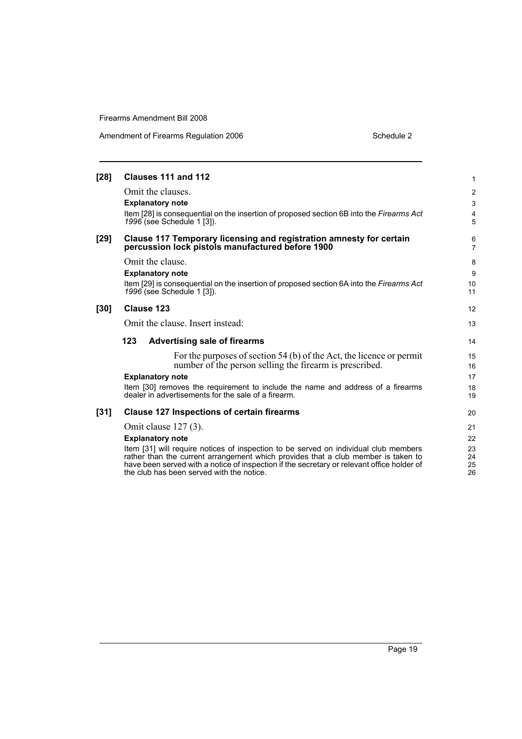**[28] Clauses 111 and 112**

Omit the clauses.

**Explanatory note**

Item [28] is consequential on the insertion of proposed section 6B into the *Firearms Act 1996* (see Schedule 1 [3]).

**[29] Clause 117 Temporary licensing and registration amnesty for certain percussion lock pistols manufactured before 1900**

Omit the clause.

**Explanatory note**

Item [29] is consequential on the insertion of proposed section 6A into the *Firearms Act 1996* (see Schedule 1 [3]).

**[30] Clause 123**

Omit the clause. Insert instead:

**123 Advertising sale of firearms**

For the purposes of section 54 (b) of the Act, the licence or permit number of the person selling the firearm is prescribed.

**Explanatory note**

Item [30] removes the requirement to include the name and address of a firearms dealer in advertisements for the sale of a firearm.

**[31] Clause 127 Inspections of certain firearms**

Omit clause 127 (3).

**Explanatory note**

Item [31] will require notices of inspection to be served on individual club members rather than the current arrangement which provides that a club member is taken to have been served with a notice of inspection if the secretary or relevant office holder of the club has been served with the notice.